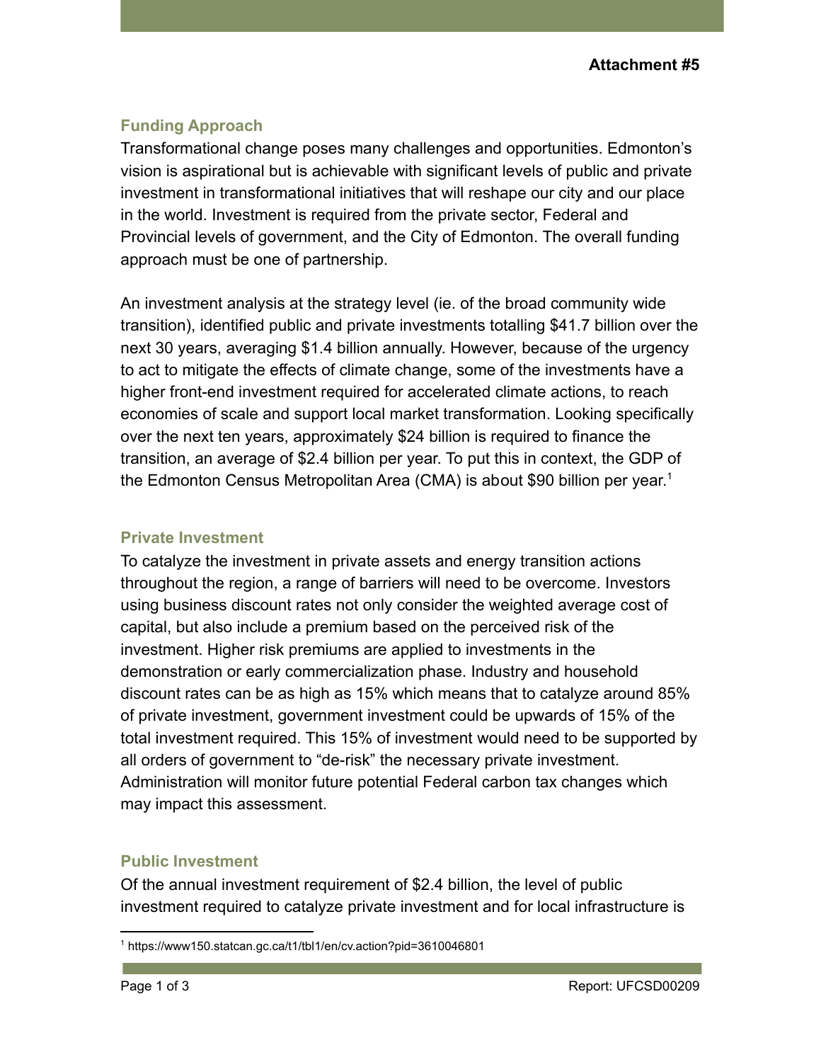**Attachment #5**

### Funding Approach

Transformational change poses many challenges and opportunities. Edmonton's vision is aspirational but is achievable with significant levels of public and private investment in transformational initiatives that will reshape our city and our place in the world. Investment is required from the private sector, Federal and Provincial levels of government, and the City of Edmonton. The overall funding approach must be one of partnership.

An investment analysis at the strategy level (ie. of the broad community wide transition), identified public and private investments totalling $41.7 billion over the next 30 years, averaging $1.4 billion annually. However, because of the urgency to act to mitigate the effects of climate change, some of the investments have a higher front-end investment required for accelerated climate actions, to reach economies of scale and support local market transformation. Looking specifically over the next ten years, approximately $24 billion is required to finance the transition, an average of $2.4 billion per year. To put this in context, the GDP of the Edmonton Census Metropolitan Area (CMA) is about $90 billion per year.[1]

### Private Investment

To catalyze the investment in private assets and energy transition actions throughout the region, a range of barriers will need to be overcome. Investors using business discount rates not only consider the weighted average cost of capital, but also include a premium based on the perceived risk of the investment. Higher risk premiums are applied to investments in the demonstration or early commercialization phase. Industry and household discount rates can be as high as 15% which means that to catalyze around 85% of private investment, government investment could be upwards of 15% of the total investment required. This 15% of investment would need to be supported by all orders of government to "de-risk" the necessary private investment. Administration will monitor future potential Federal carbon tax changes which may impact this assessment.

### Public Investment

Of the annual investment requirement of $2.4 billion, the level of public investment required to catalyze private investment and for local infrastructure is

[1] https://www150.statcan.gc.ca/t1/tbl1/en/cv.action?pid=3610046801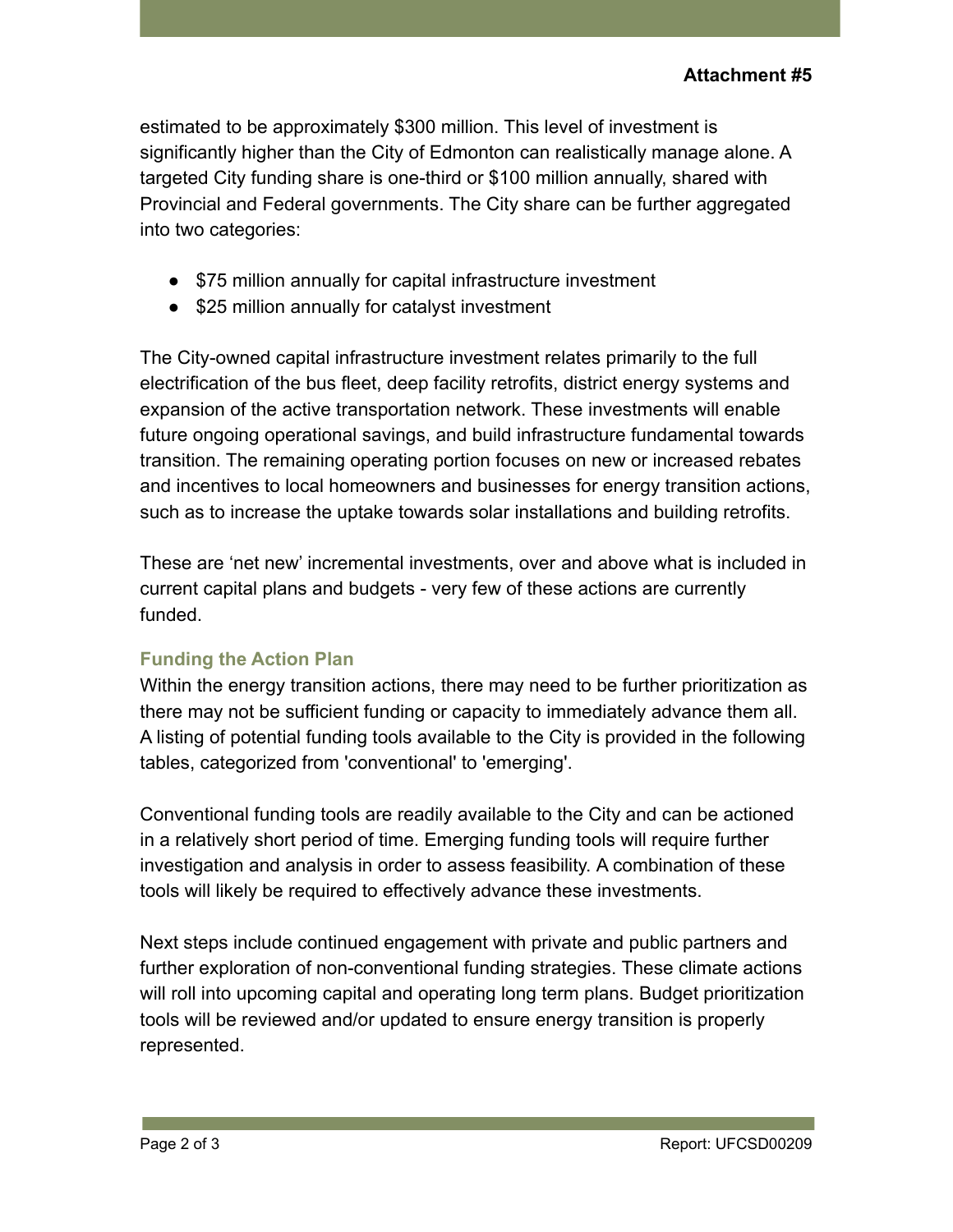estimated to be approximately $300 million. This level of investment is significantly higher than the City of Edmonton can realistically manage alone. A targeted City funding share is one-third or $100 million annually, shared with Provincial and Federal governments. The City share can be further aggregated into two categories:

- $75 million annually for capital infrastructure investment
- $25 million annually for catalyst investment

The City-owned capital infrastructure investment relates primarily to the full electrification of the bus fleet, deep facility retrofits, district energy systems and expansion of the active transportation network. These investments will enable future ongoing operational savings, and build infrastructure fundamental towards transition. The remaining operating portion focuses on new or increased rebates and incentives to local homeowners and businesses for energy transition actions, such as to increase the uptake towards solar installations and building retrofits.

These are 'net new' incremental investments, over and above what is included in current capital plans and budgets - very few of these actions are currently funded.

### Funding the Action Plan

Within the energy transition actions, there may need to be further prioritization as there may not be sufficient funding or capacity to immediately advance them all. A listing of potential funding tools available to the City is provided in the following tables, categorized from 'conventional' to 'emerging'.

Conventional funding tools are readily available to the City and can be actioned in a relatively short period of time. Emerging funding tools will require further investigation and analysis in order to assess feasibility. A combination of these tools will likely be required to effectively advance these investments.

Next steps include continued engagement with private and public partners and further exploration of non-conventional funding strategies. These climate actions will roll into upcoming capital and operating long term plans. Budget prioritization tools will be reviewed and/or updated to ensure energy transition is properly represented.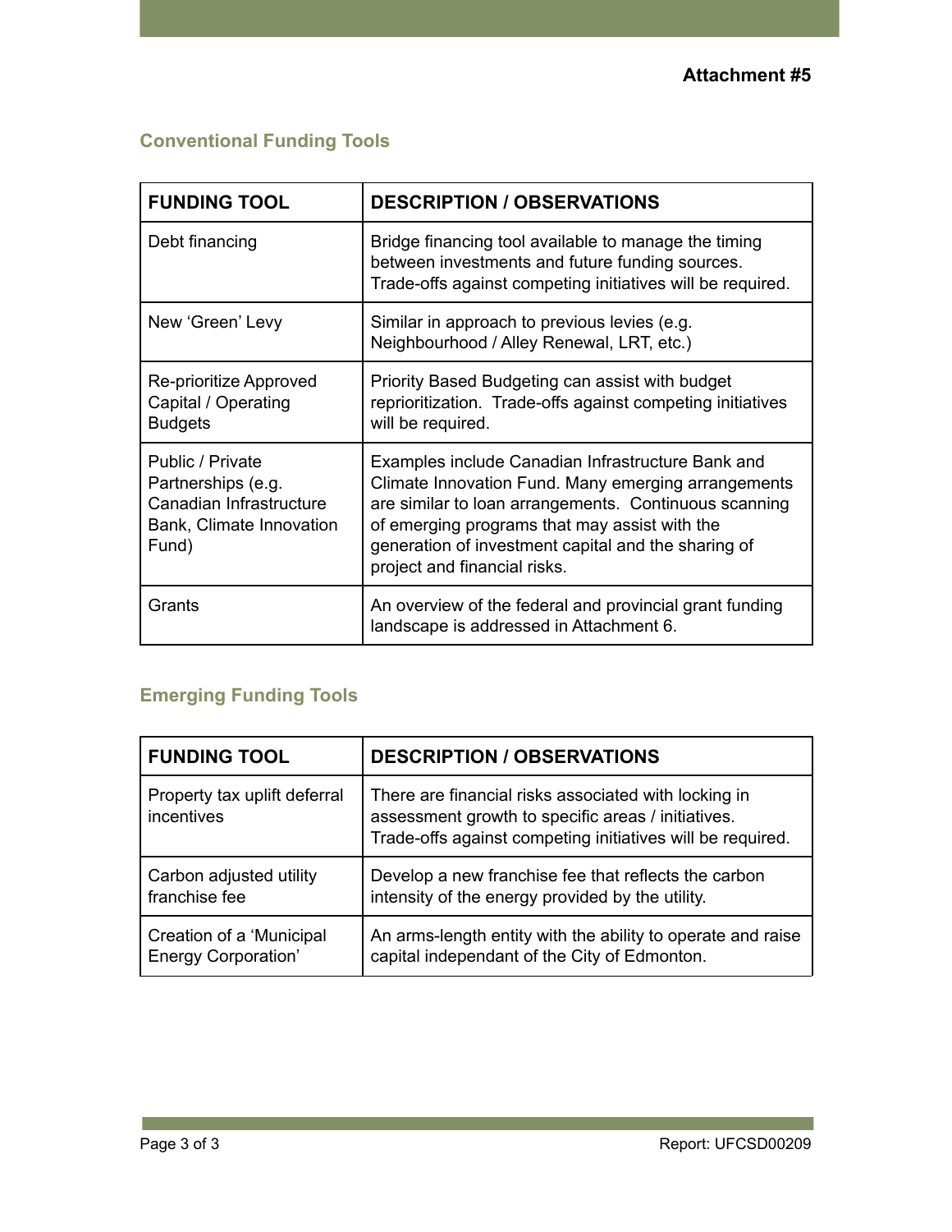**Attachment #5**

## Conventional Funding Tools

| FUNDING TOOL | DESCRIPTION / OBSERVATIONS |
|---|---|
| Debt financing | Bridge financing tool available to manage the timing between investments and future funding sources. Trade-offs against competing initiatives will be required. |
| New 'Green' Levy | Similar in approach to previous levies (e.g. Neighbourhood / Alley Renewal, LRT, etc.) |
| Re-prioritize Approved Capital / Operating Budgets | Priority Based Budgeting can assist with budget reprioritization. Trade-offs against competing initiatives will be required. |
| Public / Private Partnerships (e.g. Canadian Infrastructure Bank, Climate Innovation Fund) | Examples include Canadian Infrastructure Bank and Climate Innovation Fund. Many emerging arrangements are similar to loan arrangements. Continuous scanning of emerging programs that may assist with the generation of investment capital and the sharing of project and financial risks. |
| Grants | An overview of the federal and provincial grant funding landscape is addressed in Attachment 6. |

## Emerging Funding Tools

| FUNDING TOOL | DESCRIPTION / OBSERVATIONS |
|---|---|
| Property tax uplift deferral incentives | There are financial risks associated with locking in assessment growth to specific areas / initiatives. Trade-offs against competing initiatives will be required. |
| Carbon adjusted utility franchise fee | Develop a new franchise fee that reflects the carbon intensity of the energy provided by the utility. |
| Creation of a 'Municipal Energy Corporation' | An arms-length entity with the ability to operate and raise capital independant of the City of Edmonton. |

Report: UFCSD00209